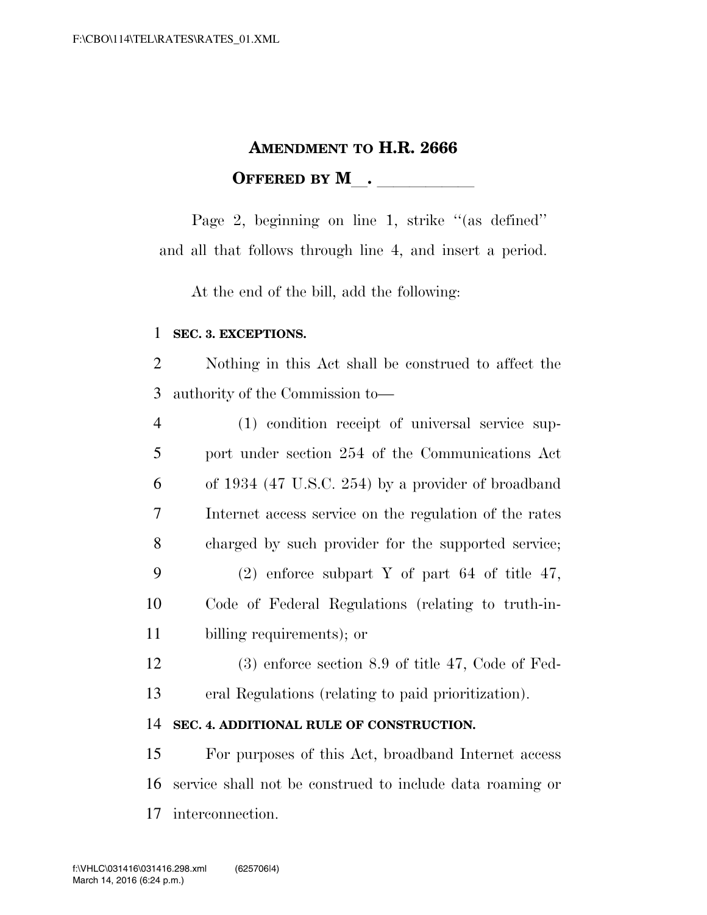**AMENDMENT TO H.R. 2666**

**OFFERED BY M\_\_. \_\_\_\_\_\_\_\_\_\_\_\_**

Page 2, beginning on line 1, strike "(as defined" and all that follows through line 4, and insert a period.

At the end of the bill, add the following:

**SEC. 3. EXCEPTIONS.**

Nothing in this Act shall be construed to affect the authority of the Commission to—

(1) condition receipt of universal service support under section 254 of the Communications Act of 1934 (47 U.S.C. 254) by a provider of broadband Internet access service on the regulation of the rates charged by such provider for the supported service;

(2) enforce subpart Y of part 64 of title 47, Code of Federal Regulations (relating to truth-in-billing requirements); or

(3) enforce section 8.9 of title 47, Code of Federal Regulations (relating to paid prioritization).

**SEC. 4. ADDITIONAL RULE OF CONSTRUCTION.**

For purposes of this Act, broadband Internet access service shall not be construed to include data roaming or interconnection.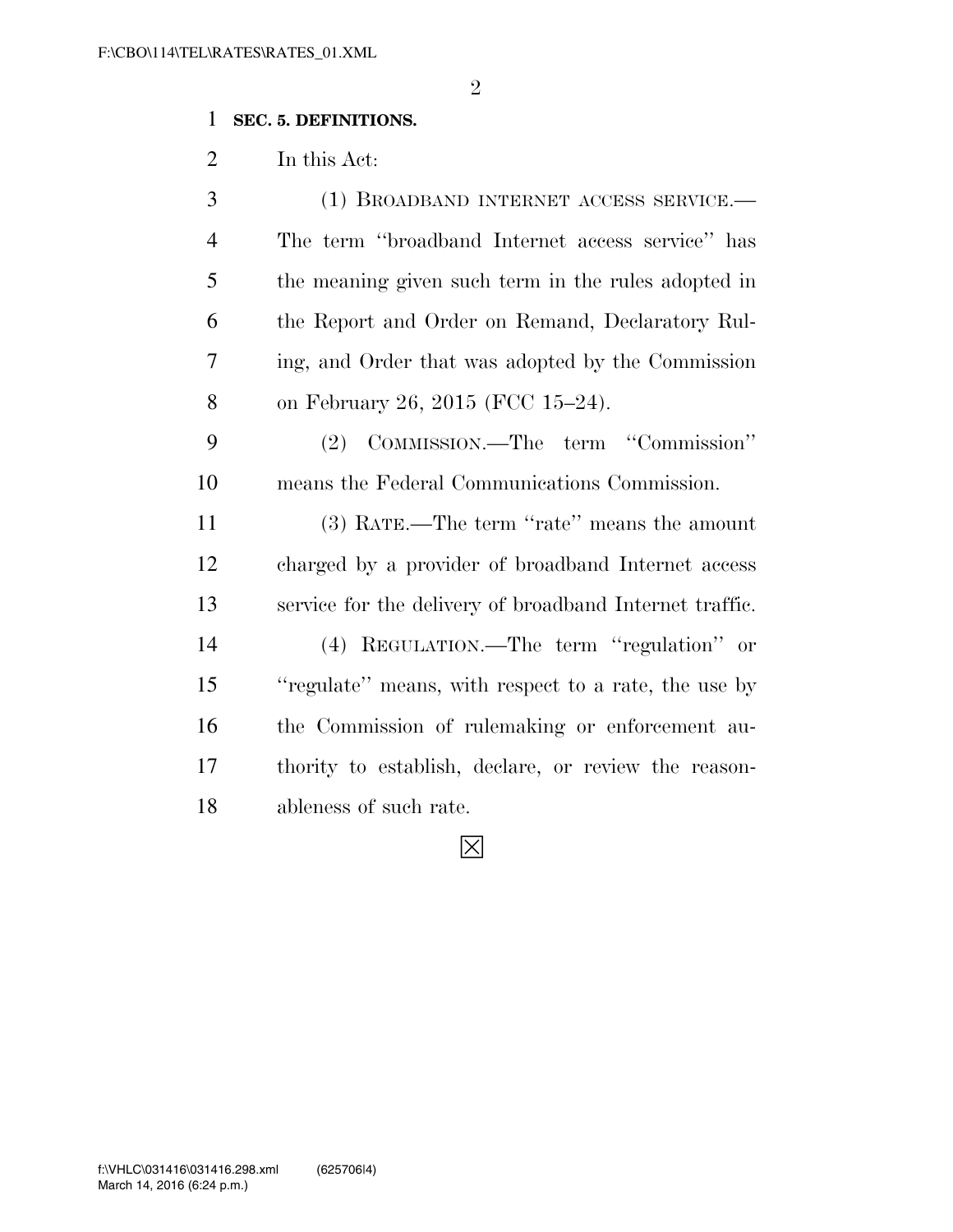**SEC. 5. DEFINITIONS.**

In this Act:

(1) BROADBAND INTERNET ACCESS SERVICE.—The term "broadband Internet access service" has the meaning given such term in the rules adopted in the Report and Order on Remand, Declaratory Ruling, and Order that was adopted by the Commission on February 26, 2015 (FCC 15–24).

(2) COMMISSION.—The term "Commission" means the Federal Communications Commission.

(3) RATE.—The term "rate" means the amount charged by a provider of broadband Internet access service for the delivery of broadband Internet traffic.

(4) REGULATION.—The term "regulation" or "regulate" means, with respect to a rate, the use by the Commission of rulemaking or enforcement authority to establish, declare, or review the reasonableness of such rate.